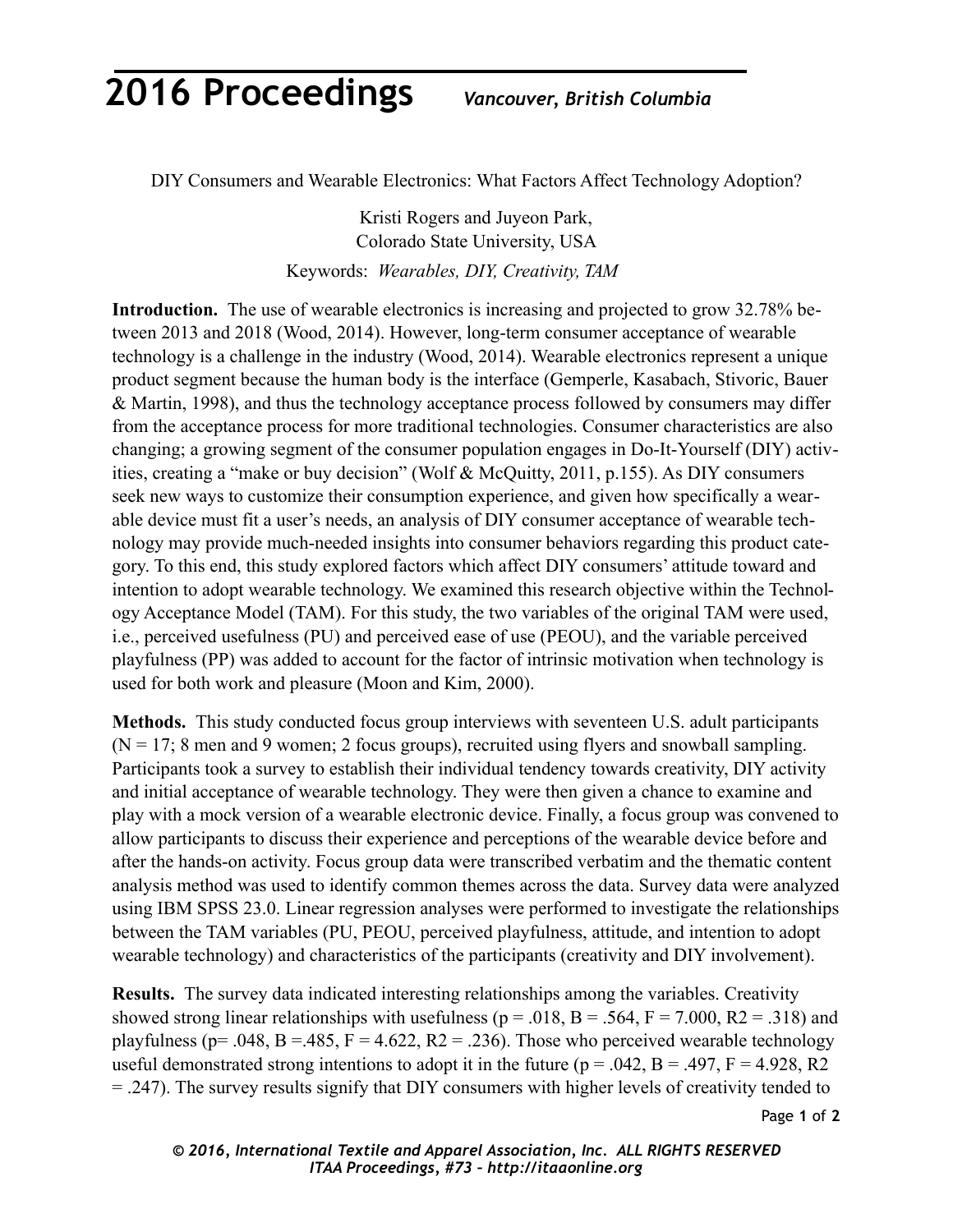DIY Consumers and Wearable Electronics: What Factors Affect Technology Adoption?

Kristi Rogers and Juyeon Park,
Colorado State University, USA

Keywords: *Wearables, DIY, Creativity, TAM*

**Introduction.** The use of wearable electronics is increasing and projected to grow 32.78% between 2013 and 2018 (Wood, 2014). However, long-term consumer acceptance of wearable technology is a challenge in the industry (Wood, 2014). Wearable electronics represent a unique product segment because the human body is the interface (Gemperle, Kasabach, Stivoric, Bauer & Martin, 1998), and thus the technology acceptance process followed by consumers may differ from the acceptance process for more traditional technologies. Consumer characteristics are also changing; a growing segment of the consumer population engages in Do-It-Yourself (DIY) activities, creating a "make or buy decision" (Wolf & McQuitty, 2011, p.155). As DIY consumers seek new ways to customize their consumption experience, and given how specifically a wearable device must fit a user's needs, an analysis of DIY consumer acceptance of wearable technology may provide much-needed insights into consumer behaviors regarding this product category. To this end, this study explored factors which affect DIY consumers' attitude toward and intention to adopt wearable technology. We examined this research objective within the Technology Acceptance Model (TAM). For this study, the two variables of the original TAM were used, i.e., perceived usefulness (PU) and perceived ease of use (PEOU), and the variable perceived playfulness (PP) was added to account for the factor of intrinsic motivation when technology is used for both work and pleasure (Moon and Kim, 2000).

**Methods.** This study conducted focus group interviews with seventeen U.S. adult participants ($N = 17$; 8 men and 9 women; 2 focus groups), recruited using flyers and snowball sampling. Participants took a survey to establish their individual tendency towards creativity, DIY activity and initial acceptance of wearable technology. They were then given a chance to examine and play with a mock version of a wearable electronic device. Finally, a focus group was convened to allow participants to discuss their experience and perceptions of the wearable device before and after the hands-on activity. Focus group data were transcribed verbatim and the thematic content analysis method was used to identify common themes across the data. Survey data were analyzed using IBM SPSS 23.0. Linear regression analyses were performed to investigate the relationships between the TAM variables (PU, PEOU, perceived playfulness, attitude, and intention to adopt wearable technology) and characteristics of the participants (creativity and DIY involvement).

**Results.** The survey data indicated interesting relationships among the variables. Creativity showed strong linear relationships with usefulness ($p = .018$, $B = .564$, $F = 7.000$, $R2 = .318$) and playfulness ($p = .048$, $B = .485$, $F = 4.622$, $R2 = .236$). Those who perceived wearable technology useful demonstrated strong intentions to adopt it in the future ($p = .042$, $B = .497$, $F = 4.928$, $R2 = .247$). The survey results signify that DIY consumers with higher levels of creativity tended to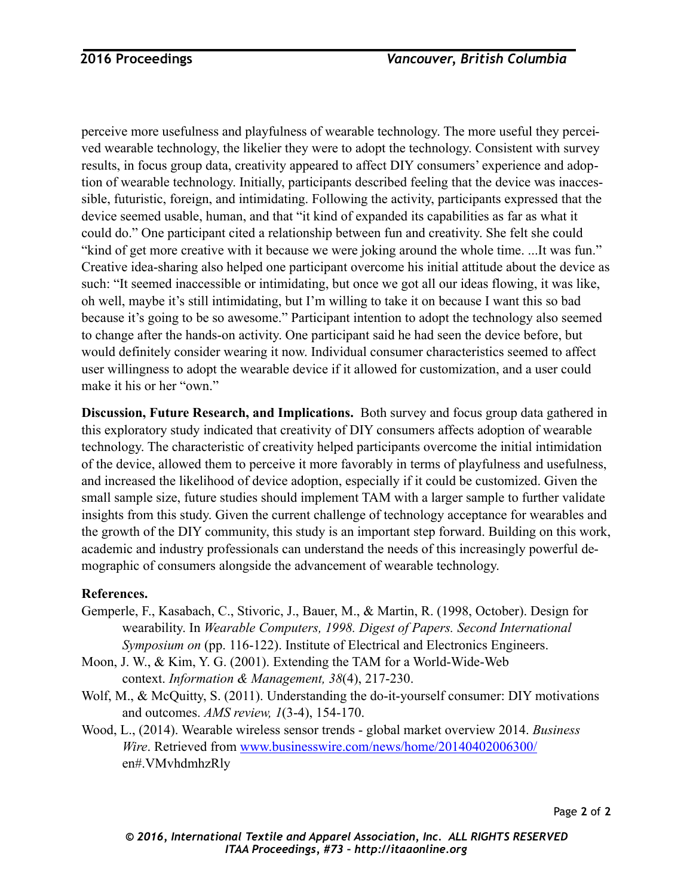perceive more usefulness and playfulness of wearable technology. The more useful they perceived wearable technology, the likelier they were to adopt the technology. Consistent with survey results, in focus group data, creativity appeared to affect DIY consumers' experience and adoption of wearable technology. Initially, participants described feeling that the device was inaccessible, futuristic, foreign, and intimidating. Following the activity, participants expressed that the device seemed usable, human, and that "it kind of expanded its capabilities as far as what it could do." One participant cited a relationship between fun and creativity. She felt she could "kind of get more creative with it because we were joking around the whole time. ...It was fun." Creative idea-sharing also helped one participant overcome his initial attitude about the device as such: "It seemed inaccessible or intimidating, but once we got all our ideas flowing, it was like, oh well, maybe it's still intimidating, but I'm willing to take it on because I want this so bad because it's going to be so awesome." Participant intention to adopt the technology also seemed to change after the hands-on activity. One participant said he had seen the device before, but would definitely consider wearing it now. Individual consumer characteristics seemed to affect user willingness to adopt the wearable device if it allowed for customization, and a user could make it his or her "own."

**Discussion, Future Research, and Implications.** Both survey and focus group data gathered in this exploratory study indicated that creativity of DIY consumers affects adoption of wearable technology. The characteristic of creativity helped participants overcome the initial intimidation of the device, allowed them to perceive it more favorably in terms of playfulness and usefulness, and increased the likelihood of device adoption, especially if it could be customized. Given the small sample size, future studies should implement TAM with a larger sample to further validate insights from this study. Given the current challenge of technology acceptance for wearables and the growth of the DIY community, this study is an important step forward. Building on this work, academic and industry professionals can understand the needs of this increasingly powerful demographic of consumers alongside the advancement of wearable technology.

**References.**

Gemperle, F., Kasabach, C., Stivoric, J., Bauer, M., & Martin, R. (1998, October). Design for wearability. In *Wearable Computers, 1998. Digest of Papers. Second International Symposium on* (pp. 116-122). Institute of Electrical and Electronics Engineers.

Moon, J. W., & Kim, Y. G. (2001). Extending the TAM for a World-Wide-Web context. *Information & Management, 38*(4), 217-230.

Wolf, M., & McQuitty, S. (2011). Understanding the do-it-yourself consumer: DIY motivations and outcomes. *AMS review, 1*(3-4), 154-170.

Wood, L., (2014). Wearable wireless sensor trends - global market overview 2014. *Business Wire*. Retrieved from www.businesswire.com/news/home/20140402006300/en#.VMvhdmhzRly